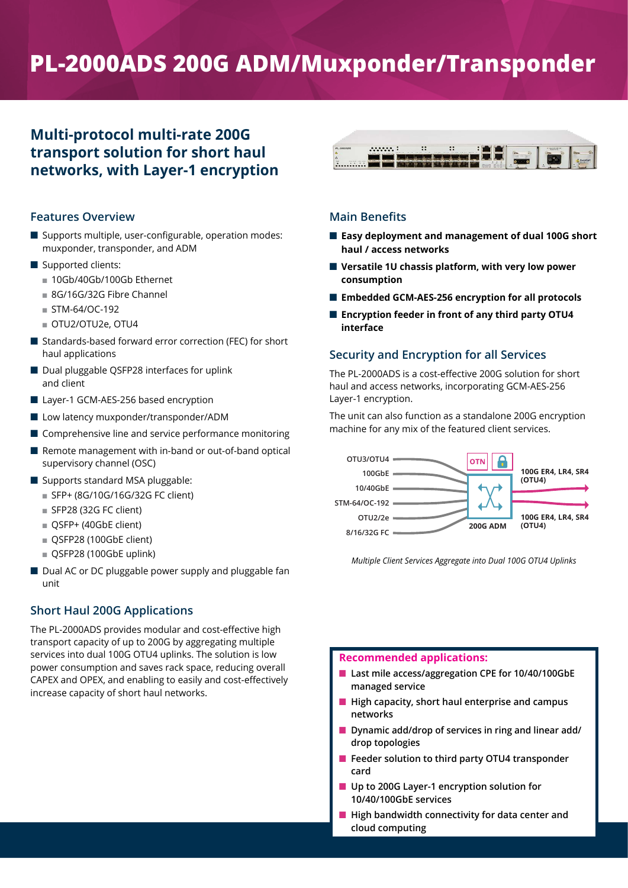# PL-2000ADS 200G ADM/Muxponder/Transponder

## Multi-protocol multi-rate 200G transport solution for short haul networks, with Layer-1 encryption

### Features Overview

- Supports multiple, user-configurable, operation modes: muxponder, transponder, and ADM
- Supported clients:
  - 10Gb/40Gb/100Gb Ethernet
  - 8G/16G/32G Fibre Channel
  - STM-64/OC-192
  - OTU2/OTU2e, OTU4
- Standards-based forward error correction (FEC) for short haul applications
- Dual pluggable QSFP28 interfaces for uplink and client
- Layer-1 GCM-AES-256 based encryption
- Low latency muxponder/transponder/ADM
- Comprehensive line and service performance monitoring
- Remote management with in-band or out-of-band optical supervisory channel (OSC)
- Supports standard MSA pluggable:
  - SFP+ (8G/10G/16G/32G FC client)
  - SFP28 (32G FC client)
  - QSFP+ (40GbE client)
  - QSFP28 (100GbE client)
  - QSFP28 (100GbE uplink)
- Dual AC or DC pluggable power supply and pluggable fan unit

### Short Haul 200G Applications

The PL-2000ADS provides modular and cost-effective high transport capacity of up to 200G by aggregating multiple services into dual 100G OTU4 uplinks. The solution is low power consumption and saves rack space, reducing overall CAPEX and OPEX, and enabling to easily and cost-effectively increase capacity of short haul networks.

### Main Benefits

- **Easy deployment and management of dual 100G short haul / access networks**
- **Versatile 1U chassis platform, with very low power consumption**
- **Embedded GCM-AES-256 encryption for all protocols**
- **Encryption feeder in front of any third party OTU4 interface**

### Security and Encryption for all Services

The PL-2000ADS is a cost-effective 200G solution for short haul and access networks, incorporating GCM-AES-256 Layer-1 encryption.

The unit can also function as a standalone 200G encryption machine for any mix of the featured client services.

OTU3/OTU4, 100GbE, 10/40GbE, STM-64/OC-192, OTU2/2e, 8/16/32G FC → OTN / 200G ADM → 100G ER4, LR4, SR4 (OTU4); 100G ER4, LR4, SR4 (OTU4)

*Multiple Client Services Aggregate into Dual 100G OTU4 Uplinks*

### Recommended applications:

- Last mile access/aggregation CPE for 10/40/100GbE managed service
- High capacity, short haul enterprise and campus networks
- Dynamic add/drop of services in ring and linear add/drop topologies
- Feeder solution to third party OTU4 transponder card
- Up to 200G Layer-1 encryption solution for 10/40/100GbE services
- High bandwidth connectivity for data center and cloud computing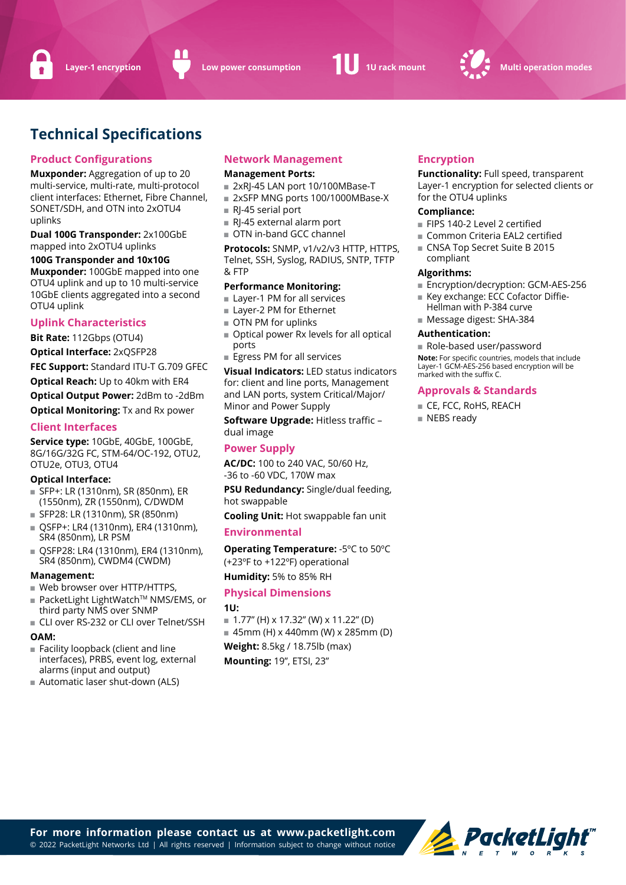Layer-1 encryption

Low power consumption

1U rack mount

Multi operation modes

# Technical Specifications

## Product Configurations

**Muxponder:** Aggregation of up to 20 multi-service, multi-rate, multi-protocol client interfaces: Ethernet, Fibre Channel, SONET/SDH, and OTN into 2xOTU4 uplinks

**Dual 100G Transponder:** 2x100GbE mapped into 2xOTU4 uplinks

**100G Transponder and 10x10G Muxponder:** 100GbE mapped into one OTU4 uplink and up to 10 multi-service 10GbE clients aggregated into a second OTU4 uplink

## Uplink Characteristics

**Bit Rate:** 112Gbps (OTU4)

**Optical Interface:** 2xQSFP28

**FEC Support:** Standard ITU-T G.709 GFEC

**Optical Reach:** Up to 40km with ER4

**Optical Output Power:** 2dBm to -2dBm

**Optical Monitoring:** Tx and Rx power

## Client Interfaces

**Service type:** 10GbE, 40GbE, 100GbE, 8G/16G/32G FC, STM-64/OC-192, OTU2, OTU2e, OTU3, OTU4

**Optical Interface:**

- SFP+: LR (1310nm), SR (850nm), ER (1550nm), ZR (1550nm), C/DWDM
- SFP28: LR (1310nm), SR (850nm)
- QSFP+: LR4 (1310nm), ER4 (1310nm), SR4 (850nm), LR PSM
- QSFP28: LR4 (1310nm), ER4 (1310nm), SR4 (850nm), CWDM4 (CWDM)

**Management:**

- Web browser over HTTP/HTTPS,
- PacketLight LightWatch™ NMS/EMS, or third party NMS over SNMP
- CLI over RS-232 or CLI over Telnet/SSH

**OAM:**

- Facility loopback (client and line interfaces), PRBS, event log, external alarms (input and output)
- Automatic laser shut-down (ALS)

## Network Management

**Management Ports:**

- 2xRJ-45 LAN port 10/100MBase-T
- 2xSFP MNG ports 100/1000MBase-X
- RJ-45 serial port
- RJ-45 external alarm port
- OTN in-band GCC channel

**Protocols:** SNMP, v1/v2/v3 HTTP, HTTPS, Telnet, SSH, Syslog, RADIUS, SNTP, TFTP & FTP

**Performance Monitoring:**

- Layer-1 PM for all services
- Layer-2 PM for Ethernet
- OTN PM for uplinks
- Optical power Rx levels for all optical ports
- Egress PM for all services

**Visual Indicators:** LED status indicators for: client and line ports, Management and LAN ports, system Critical/Major/ Minor and Power Supply

**Software Upgrade:** Hitless traffic – dual image

## Power Supply

**AC/DC:** 100 to 240 VAC, 50/60 Hz, -36 to -60 VDC, 170W max

**PSU Redundancy:** Single/dual feeding, hot swappable

**Cooling Unit:** Hot swappable fan unit

## Environmental

**Operating Temperature:** -5ºC to 50ºC (+23ºF to +122ºF) operational

**Humidity:** 5% to 85% RH

## Physical Dimensions

**1U:**

- 1.77” (H) x 17.32” (W) x 11.22” (D)
- 45mm (H) x 440mm (W) x 285mm (D)

**Weight:** 8.5kg / 18.75lb (max)

**Mounting:** 19”, ETSI, 23”

## Encryption

**Functionality:** Full speed, transparent Layer-1 encryption for selected clients or for the OTU4 uplinks

**Compliance:**

- FIPS 140-2 Level 2 certified
- Common Criteria EAL2 certified
- CNSA Top Secret Suite B 2015 compliant

**Algorithms:**

- Encryption/decryption: GCM-AES-256
- Key exchange: ECC Cofactor Diffie-Hellman with P-384 curve
- Message digest: SHA-384

**Authentication:**

- Role-based user/password

**Note:** For specific countries, models that include Layer-1 GCM-AES-256 based encryption will be marked with the suffix C.

## Approvals & Standards

- CE, FCC, RoHS, REACH
- NEBS ready

**For more information please contact us at www.packetlight.com**

© 2022 PacketLight Networks Ltd | All rights reserved | Information subject to change without notice